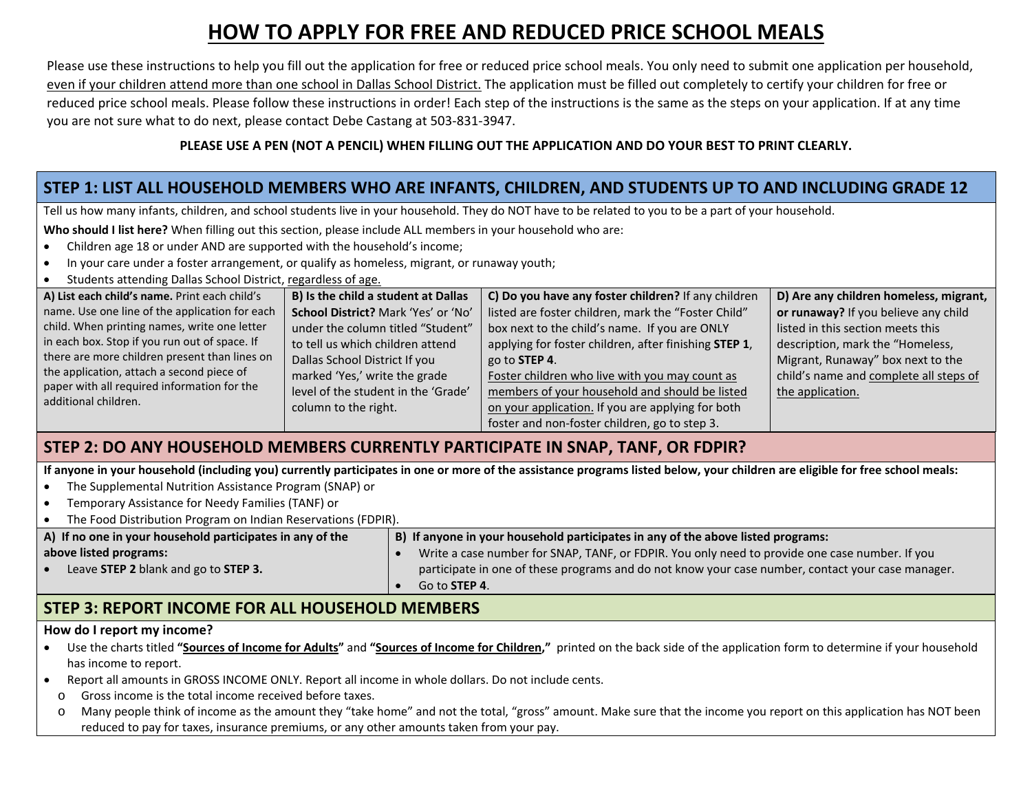# HOW TO APPLY FOR FREE AND REDUCED PRICE SCHOOL MEALS

Please use these instructions to help you fill out the application for free or reduced price school meals. You only need to submit one application per household, even if your children attend more than one school in Dallas School District. The application must be filled out completely to certify your children for free or reduced price school meals. Please follow these instructions in order! Each step of the instructions is the same as the steps on your application. If at any time you are not sure what to do next, please contact Debe Castang at 503-831-3947.

**PLEASE USE A PEN (NOT A PENCIL) WHEN FILLING OUT THE APPLICATION AND DO YOUR BEST TO PRINT CLEARLY.**

## STEP 1: LIST ALL HOUSEHOLD MEMBERS WHO ARE INFANTS, CHILDREN, AND STUDENTS UP TO AND INCLUDING GRADE 12

Tell us how many infants, children, and school students live in your household. They do NOT have to be related to you to be a part of your household.

**Who should I list here?** When filling out this section, please include ALL members in your household who are:

- Children age 18 or under AND are supported with the household's income;
- In your care under a foster arrangement, or qualify as homeless, migrant, or runaway youth;
- Students attending Dallas School District, regardless of age.

| **A) List each child's name.** Print each child's name. Use one line of the application for each child. When printing names, write one letter in each box. Stop if you run out of space. If there are more children present than lines on the application, attach a second piece of paper with all required information for the additional children. | **B) Is the child a student at Dallas School District?** Mark 'Yes' or 'No' under the column titled "Student" to tell us which children attend Dallas School District If you marked 'Yes,' write the grade level of the student in the 'Grade' column to the right. | **C) Do you have any foster children?** If any children listed are foster children, mark the "Foster Child" box next to the child's name. If you are ONLY applying for foster children, after finishing **STEP 1**, go to **STEP 4**. Foster children who live with you may count as members of your household and should be listed on your application. If you are applying for both foster and non-foster children, go to step 3. | **D) Are any children homeless, migrant, or runaway?** If you believe any child listed in this section meets this description, mark the "Homeless, Migrant, Runaway" box next to the child's name and complete all steps of the application. |
|---|---|---|---|

## STEP 2: DO ANY HOUSEHOLD MEMBERS CURRENTLY PARTICIPATE IN SNAP, TANF, OR FDPIR?

**If anyone in your household (including you) currently participates in one or more of the assistance programs listed below, your children are eligible for free school meals:**

- The Supplemental Nutrition Assistance Program (SNAP) or
- Temporary Assistance for Needy Families (TANF) or
- The Food Distribution Program on Indian Reservations (FDPIR).

| **A) If no one in your household participates in any of the above listed programs:** | **B) If anyone in your household participates in any of the above listed programs:** |
|---|---|
| • Leave **STEP 2** blank and go to **STEP 3.** | • Write a case number for SNAP, TANF, or FDPIR. You only need to provide one case number. If you participate in one of these programs and do not know your case number, contact your case manager.<br>• Go to **STEP 4**. |

## STEP 3: REPORT INCOME FOR ALL HOUSEHOLD MEMBERS

**How do I report my income?**

- Use the charts titled **"Sources of Income for Adults"** and **"Sources of Income for Children,"** printed on the back side of the application form to determine if your household has income to report.
- Report all amounts in GROSS INCOME ONLY. Report all income in whole dollars. Do not include cents.
  - Gross income is the total income received before taxes.
  - Many people think of income as the amount they "take home" and not the total, "gross" amount. Make sure that the income you report on this application has NOT been reduced to pay for taxes, insurance premiums, or any other amounts taken from your pay.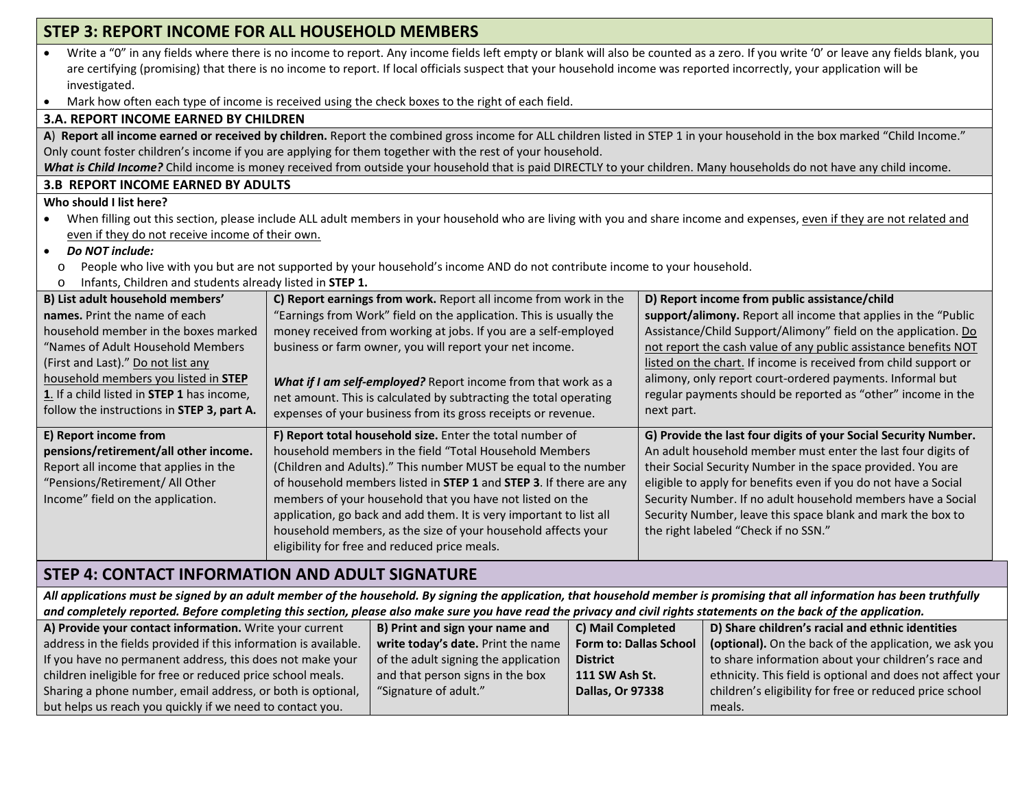## STEP 3: REPORT INCOME FOR ALL HOUSEHOLD MEMBERS

- Write a "0" in any fields where there is no income to report. Any income fields left empty or blank will also be counted as a zero. If you write '0' or leave any fields blank, you are certifying (promising) that there is no income to report. If local officials suspect that your household income was reported incorrectly, your application will be investigated.
- Mark how often each type of income is received using the check boxes to the right of each field.

### 3.A. REPORT INCOME EARNED BY CHILDREN

**A**) **Report all income earned or received by children.** Report the combined gross income for ALL children listed in STEP 1 in your household in the box marked "Child Income." Only count foster children's income if you are applying for them together with the rest of your household.

***What is Child Income?*** Child income is money received from outside your household that is paid DIRECTLY to your children. Many households do not have any child income.

### 3.B REPORT INCOME EARNED BY ADULTS

**Who should I list here?**

- When filling out this section, please include ALL adult members in your household who are living with you and share income and expenses, even if they are not related and even if they do not receive income of their own.
- ***Do NOT include:***
  - People who live with you but are not supported by your household's income AND do not contribute income to your household.
  - Infants, Children and students already listed in **STEP 1.**

| | | |
|---|---|---|
| **B) List adult household members' names.** Print the name of each household member in the boxes marked "Names of Adult Household Members (First and Last)." Do not list any household members you listed in **STEP 1**. If a child listed in **STEP 1** has income, follow the instructions in **STEP 3, part A.** | **C) Report earnings from work.** Report all income from work in the "Earnings from Work" field on the application. This is usually the money received from working at jobs. If you are a self-employed business or farm owner, you will report your net income.<br><br>***What if I am self-employed?*** Report income from that work as a net amount. This is calculated by subtracting the total operating expenses of your business from its gross receipts or revenue. | **D) Report income from public assistance/child support/alimony.** Report all income that applies in the "Public Assistance/Child Support/Alimony" field on the application. Do not report the cash value of any public assistance benefits NOT listed on the chart. If income is received from child support or alimony, only report court-ordered payments. Informal but regular payments should be reported as "other" income in the next part. |
| **E) Report income from pensions/retirement/all other income.** Report all income that applies in the "Pensions/Retirement/ All Other Income" field on the application. | **F) Report total household size.** Enter the total number of household members in the field "Total Household Members (Children and Adults)." This number MUST be equal to the number of household members listed in **STEP 1** and **STEP 3**. If there are any members of your household that you have not listed on the application, go back and add them. It is very important to list all household members, as the size of your household affects your eligibility for free and reduced price meals. | **G) Provide the last four digits of your Social Security Number.** An adult household member must enter the last four digits of their Social Security Number in the space provided. You are eligible to apply for benefits even if you do not have a Social Security Number. If no adult household members have a Social Security Number, leave this space blank and mark the box to the right labeled "Check if no SSN." |

## STEP 4: CONTACT INFORMATION AND ADULT SIGNATURE

***All applications must be signed by an adult member of the household. By signing the application, that household member is promising that all information has been truthfully and completely reported. Before completing this section, please also make sure you have read the privacy and civil rights statements on the back of the application.***

| | | | |
|---|---|---|---|
| **A) Provide your contact information.** Write your current address in the fields provided if this information is available. If you have no permanent address, this does not make your children ineligible for free or reduced price school meals. Sharing a phone number, email address, or both is optional, but helps us reach you quickly if we need to contact you. | **B) Print and sign your name and write today's date.** Print the name of the adult signing the application and that person signs in the box "Signature of adult." | **C) Mail Completed Form to: Dallas School District<br>111 SW Ash St.<br>Dallas, Or 97338** | **D) Share children's racial and ethnic identities (optional).** On the back of the application, we ask you to share information about your children's race and ethnicity. This field is optional and does not affect your children's eligibility for free or reduced price school meals. |